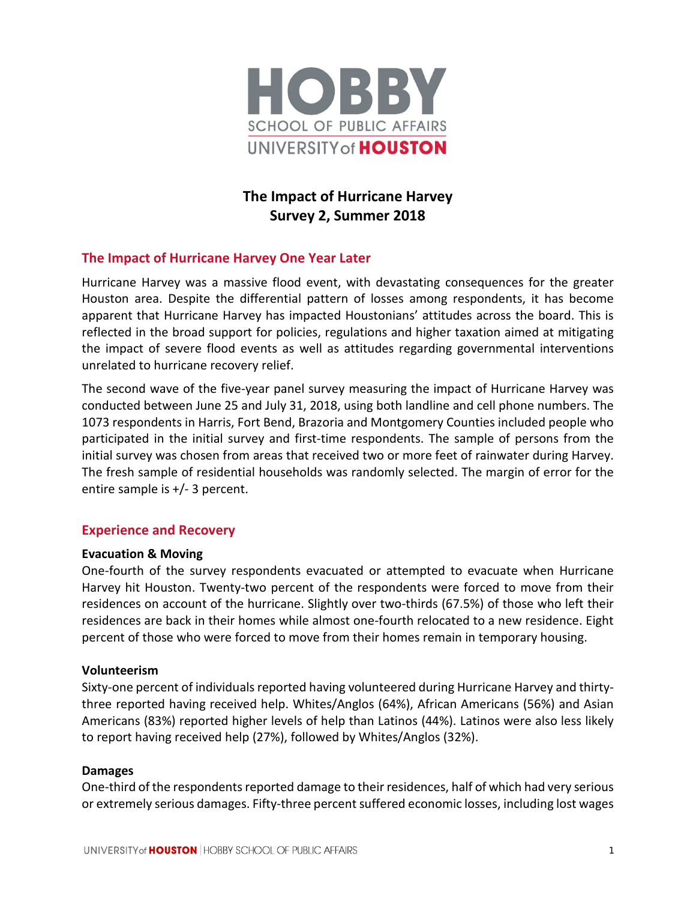# The Impact of Hurricane Harvey
# Survey 2, Summer 2018

## The Impact of Hurricane Harvey One Year Later

Hurricane Harvey was a massive flood event, with devastating consequences for the greater Houston area. Despite the differential pattern of losses among respondents, it has become apparent that Hurricane Harvey has impacted Houstonians' attitudes across the board. This is reflected in the broad support for policies, regulations and higher taxation aimed at mitigating the impact of severe flood events as well as attitudes regarding governmental interventions unrelated to hurricane recovery relief.

The second wave of the five-year panel survey measuring the impact of Hurricane Harvey was conducted between June 25 and July 31, 2018, using both landline and cell phone numbers. The 1073 respondents in Harris, Fort Bend, Brazoria and Montgomery Counties included people who participated in the initial survey and first-time respondents. The sample of persons from the initial survey was chosen from areas that received two or more feet of rainwater during Harvey. The fresh sample of residential households was randomly selected. The margin of error for the entire sample is +/- 3 percent.

## Experience and Recovery

### Evacuation & Moving

One-fourth of the survey respondents evacuated or attempted to evacuate when Hurricane Harvey hit Houston. Twenty-two percent of the respondents were forced to move from their residences on account of the hurricane. Slightly over two-thirds (67.5%) of those who left their residences are back in their homes while almost one-fourth relocated to a new residence. Eight percent of those who were forced to move from their homes remain in temporary housing.

### Volunteerism

Sixty-one percent of individuals reported having volunteered during Hurricane Harvey and thirty-three reported having received help. Whites/Anglos (64%), African Americans (56%) and Asian Americans (83%) reported higher levels of help than Latinos (44%). Latinos were also less likely to report having received help (27%), followed by Whites/Anglos (32%).

### Damages

One-third of the respondents reported damage to their residences, half of which had very serious or extremely serious damages. Fifty-three percent suffered economic losses, including lost wages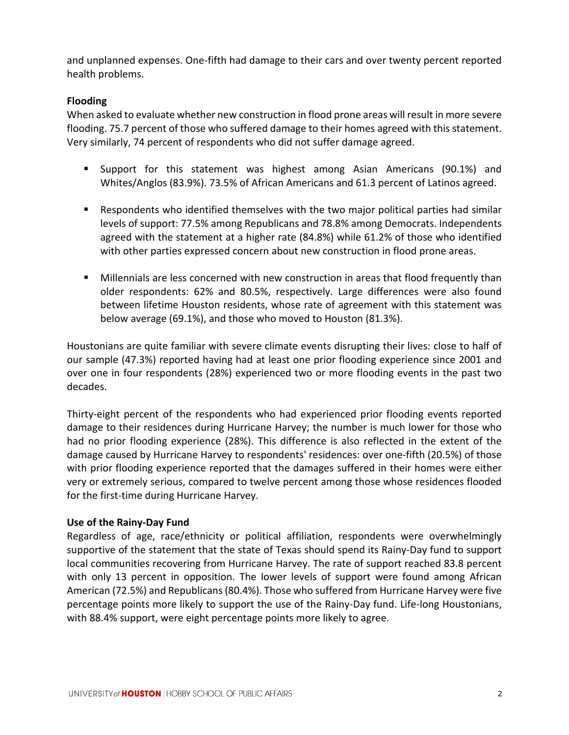and unplanned expenses. One-fifth had damage to their cars and over twenty percent reported health problems.

**Flooding**

When asked to evaluate whether new construction in flood prone areas will result in more severe flooding. 75.7 percent of those who suffered damage to their homes agreed with this statement. Very similarly, 74 percent of respondents who did not suffer damage agreed.

- Support for this statement was highest among Asian Americans (90.1%) and Whites/Anglos (83.9%). 73.5% of African Americans and 61.3 percent of Latinos agreed.
- Respondents who identified themselves with the two major political parties had similar levels of support: 77.5% among Republicans and 78.8% among Democrats. Independents agreed with the statement at a higher rate (84.8%) while 61.2% of those who identified with other parties expressed concern about new construction in flood prone areas.
- Millennials are less concerned with new construction in areas that flood frequently than older respondents: 62% and 80.5%, respectively. Large differences were also found between lifetime Houston residents, whose rate of agreement with this statement was below average (69.1%), and those who moved to Houston (81.3%).

Houstonians are quite familiar with severe climate events disrupting their lives: close to half of our sample (47.3%) reported having had at least one prior flooding experience since 2001 and over one in four respondents (28%) experienced two or more flooding events in the past two decades.

Thirty-eight percent of the respondents who had experienced prior flooding events reported damage to their residences during Hurricane Harvey; the number is much lower for those who had no prior flooding experience (28%). This difference is also reflected in the extent of the damage caused by Hurricane Harvey to respondents' residences: over one-fifth (20.5%) of those with prior flooding experience reported that the damages suffered in their homes were either very or extremely serious, compared to twelve percent among those whose residences flooded for the first-time during Hurricane Harvey.

**Use of the Rainy-Day Fund**

Regardless of age, race/ethnicity or political affiliation, respondents were overwhelmingly supportive of the statement that the state of Texas should spend its Rainy-Day fund to support local communities recovering from Hurricane Harvey. The rate of support reached 83.8 percent with only 13 percent in opposition. The lower levels of support were found among African American (72.5%) and Republicans (80.4%). Those who suffered from Hurricane Harvey were five percentage points more likely to support the use of the Rainy-Day fund. Life-long Houstonians, with 88.4% support, were eight percentage points more likely to agree.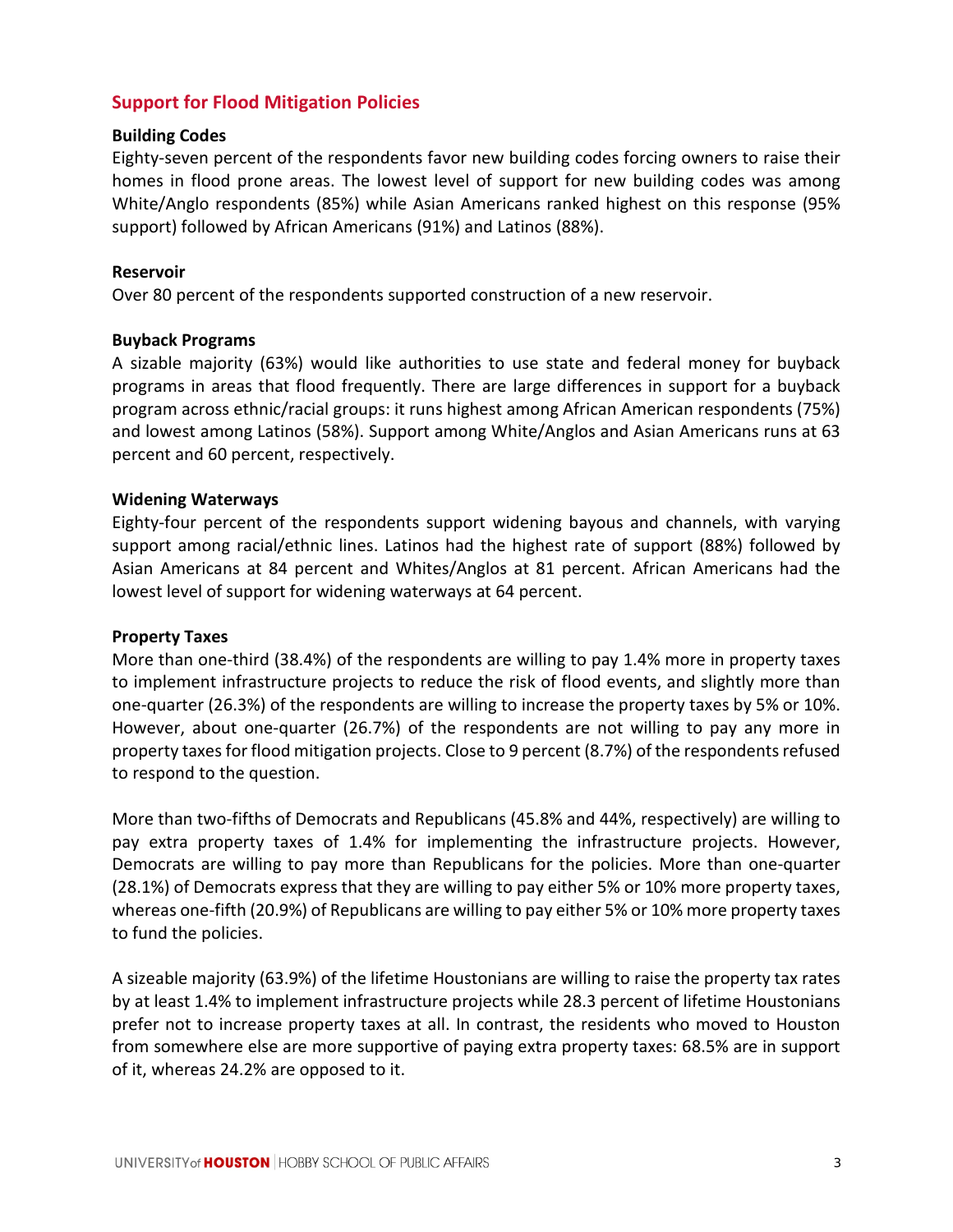## Support for Flood Mitigation Policies

### Building Codes

Eighty-seven percent of the respondents favor new building codes forcing owners to raise their homes in flood prone areas. The lowest level of support for new building codes was among White/Anglo respondents (85%) while Asian Americans ranked highest on this response (95% support) followed by African Americans (91%) and Latinos (88%).

### Reservoir

Over 80 percent of the respondents supported construction of a new reservoir.

### Buyback Programs

A sizable majority (63%) would like authorities to use state and federal money for buyback programs in areas that flood frequently. There are large differences in support for a buyback program across ethnic/racial groups: it runs highest among African American respondents (75%) and lowest among Latinos (58%). Support among White/Anglos and Asian Americans runs at 63 percent and 60 percent, respectively.

### Widening Waterways

Eighty-four percent of the respondents support widening bayous and channels, with varying support among racial/ethnic lines. Latinos had the highest rate of support (88%) followed by Asian Americans at 84 percent and Whites/Anglos at 81 percent. African Americans had the lowest level of support for widening waterways at 64 percent.

### Property Taxes

More than one-third (38.4%) of the respondents are willing to pay 1.4% more in property taxes to implement infrastructure projects to reduce the risk of flood events, and slightly more than one-quarter (26.3%) of the respondents are willing to increase the property taxes by 5% or 10%. However, about one-quarter (26.7%) of the respondents are not willing to pay any more in property taxes for flood mitigation projects. Close to 9 percent (8.7%) of the respondents refused to respond to the question.

More than two-fifths of Democrats and Republicans (45.8% and 44%, respectively) are willing to pay extra property taxes of 1.4% for implementing the infrastructure projects. However, Democrats are willing to pay more than Republicans for the policies. More than one-quarter (28.1%) of Democrats express that they are willing to pay either 5% or 10% more property taxes, whereas one-fifth (20.9%) of Republicans are willing to pay either 5% or 10% more property taxes to fund the policies.

A sizeable majority (63.9%) of the lifetime Houstonians are willing to raise the property tax rates by at least 1.4% to implement infrastructure projects while 28.3 percent of lifetime Houstonians prefer not to increase property taxes at all. In contrast, the residents who moved to Houston from somewhere else are more supportive of paying extra property taxes: 68.5% are in support of it, whereas 24.2% are opposed to it.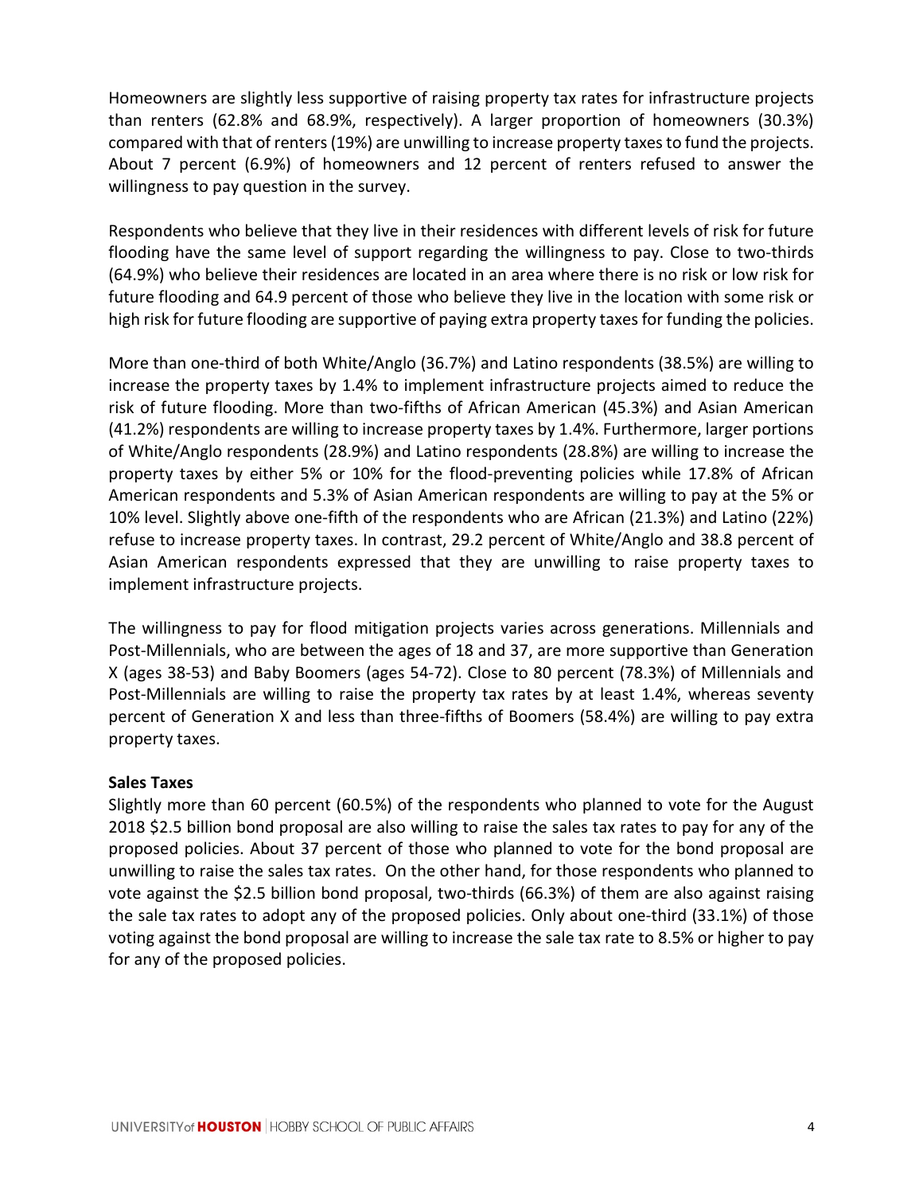Homeowners are slightly less supportive of raising property tax rates for infrastructure projects than renters (62.8% and 68.9%, respectively). A larger proportion of homeowners (30.3%) compared with that of renters (19%) are unwilling to increase property taxes to fund the projects. About 7 percent (6.9%) of homeowners and 12 percent of renters refused to answer the willingness to pay question in the survey.

Respondents who believe that they live in their residences with different levels of risk for future flooding have the same level of support regarding the willingness to pay. Close to two-thirds (64.9%) who believe their residences are located in an area where there is no risk or low risk for future flooding and 64.9 percent of those who believe they live in the location with some risk or high risk for future flooding are supportive of paying extra property taxes for funding the policies.

More than one-third of both White/Anglo (36.7%) and Latino respondents (38.5%) are willing to increase the property taxes by 1.4% to implement infrastructure projects aimed to reduce the risk of future flooding. More than two-fifths of African American (45.3%) and Asian American (41.2%) respondents are willing to increase property taxes by 1.4%. Furthermore, larger portions of White/Anglo respondents (28.9%) and Latino respondents (28.8%) are willing to increase the property taxes by either 5% or 10% for the flood-preventing policies while 17.8% of African American respondents and 5.3% of Asian American respondents are willing to pay at the 5% or 10% level. Slightly above one-fifth of the respondents who are African (21.3%) and Latino (22%) refuse to increase property taxes. In contrast, 29.2 percent of White/Anglo and 38.8 percent of Asian American respondents expressed that they are unwilling to raise property taxes to implement infrastructure projects.

The willingness to pay for flood mitigation projects varies across generations. Millennials and Post-Millennials, who are between the ages of 18 and 37, are more supportive than Generation X (ages 38-53) and Baby Boomers (ages 54-72). Close to 80 percent (78.3%) of Millennials and Post-Millennials are willing to raise the property tax rates by at least 1.4%, whereas seventy percent of Generation X and less than three-fifths of Boomers (58.4%) are willing to pay extra property taxes.

**Sales Taxes**

Slightly more than 60 percent (60.5%) of the respondents who planned to vote for the August 2018 $2.5 billion bond proposal are also willing to raise the sales tax rates to pay for any of the proposed policies. About 37 percent of those who planned to vote for the bond proposal are unwilling to raise the sales tax rates. On the other hand, for those respondents who planned to vote against the $2.5 billion bond proposal, two-thirds (66.3%) of them are also against raising the sale tax rates to adopt any of the proposed policies. Only about one-third (33.1%) of those voting against the bond proposal are willing to increase the sale tax rate to 8.5% or higher to pay for any of the proposed policies.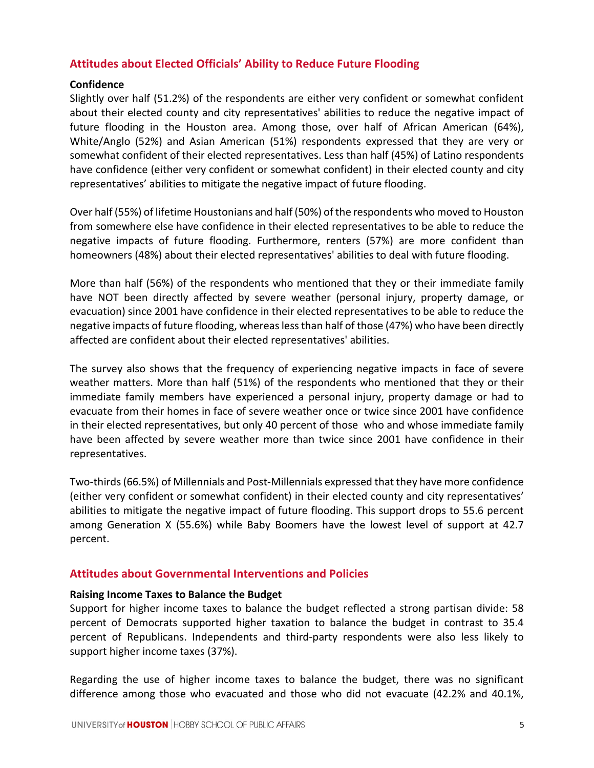## Attitudes about Elected Officials' Ability to Reduce Future Flooding

### Confidence

Slightly over half (51.2%) of the respondents are either very confident or somewhat confident about their elected county and city representatives' abilities to reduce the negative impact of future flooding in the Houston area. Among those, over half of African American (64%), White/Anglo (52%) and Asian American (51%) respondents expressed that they are very or somewhat confident of their elected representatives. Less than half (45%) of Latino respondents have confidence (either very confident or somewhat confident) in their elected county and city representatives' abilities to mitigate the negative impact of future flooding.

Over half (55%) of lifetime Houstonians and half (50%) of the respondents who moved to Houston from somewhere else have confidence in their elected representatives to be able to reduce the negative impacts of future flooding. Furthermore, renters (57%) are more confident than homeowners (48%) about their elected representatives' abilities to deal with future flooding.

More than half (56%) of the respondents who mentioned that they or their immediate family have NOT been directly affected by severe weather (personal injury, property damage, or evacuation) since 2001 have confidence in their elected representatives to be able to reduce the negative impacts of future flooding, whereas less than half of those (47%) who have been directly affected are confident about their elected representatives' abilities.

The survey also shows that the frequency of experiencing negative impacts in face of severe weather matters. More than half (51%) of the respondents who mentioned that they or their immediate family members have experienced a personal injury, property damage or had to evacuate from their homes in face of severe weather once or twice since 2001 have confidence in their elected representatives, but only 40 percent of those who and whose immediate family have been affected by severe weather more than twice since 2001 have confidence in their representatives.

Two-thirds (66.5%) of Millennials and Post-Millennials expressed that they have more confidence (either very confident or somewhat confident) in their elected county and city representatives' abilities to mitigate the negative impact of future flooding. This support drops to 55.6 percent among Generation X (55.6%) while Baby Boomers have the lowest level of support at 42.7 percent.

## Attitudes about Governmental Interventions and Policies

### Raising Income Taxes to Balance the Budget

Support for higher income taxes to balance the budget reflected a strong partisan divide: 58 percent of Democrats supported higher taxation to balance the budget in contrast to 35.4 percent of Republicans. Independents and third-party respondents were also less likely to support higher income taxes (37%).

Regarding the use of higher income taxes to balance the budget, there was no significant difference among those who evacuated and those who did not evacuate (42.2% and 40.1%,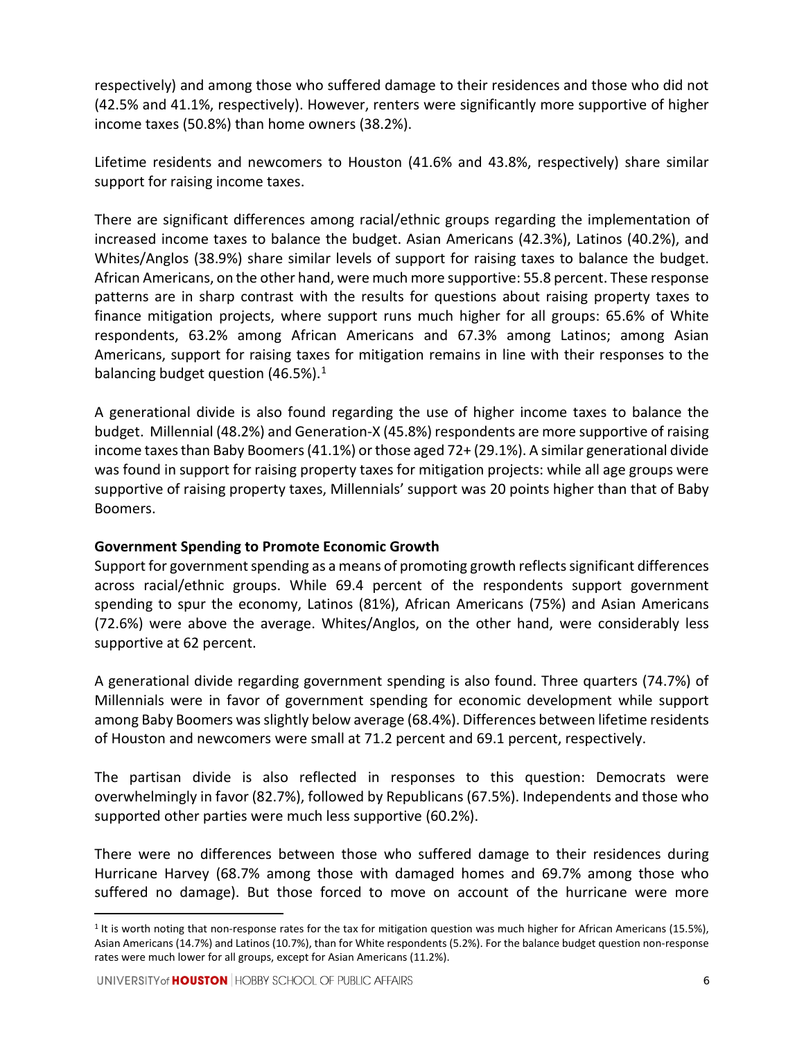respectively) and among those who suffered damage to their residences and those who did not (42.5% and 41.1%, respectively). However, renters were significantly more supportive of higher income taxes (50.8%) than home owners (38.2%).

Lifetime residents and newcomers to Houston (41.6% and 43.8%, respectively) share similar support for raising income taxes.

There are significant differences among racial/ethnic groups regarding the implementation of increased income taxes to balance the budget. Asian Americans (42.3%), Latinos (40.2%), and Whites/Anglos (38.9%) share similar levels of support for raising taxes to balance the budget. African Americans, on the other hand, were much more supportive: 55.8 percent. These response patterns are in sharp contrast with the results for questions about raising property taxes to finance mitigation projects, where support runs much higher for all groups: 65.6% of White respondents, 63.2% among African Americans and 67.3% among Latinos; among Asian Americans, support for raising taxes for mitigation remains in line with their responses to the balancing budget question (46.5%).[1]

A generational divide is also found regarding the use of higher income taxes to balance the budget. Millennial (48.2%) and Generation-X (45.8%) respondents are more supportive of raising income taxes than Baby Boomers (41.1%) or those aged 72+ (29.1%). A similar generational divide was found in support for raising property taxes for mitigation projects: while all age groups were supportive of raising property taxes, Millennials' support was 20 points higher than that of Baby Boomers.

**Government Spending to Promote Economic Growth**

Support for government spending as a means of promoting growth reflects significant differences across racial/ethnic groups. While 69.4 percent of the respondents support government spending to spur the economy, Latinos (81%), African Americans (75%) and Asian Americans (72.6%) were above the average. Whites/Anglos, on the other hand, were considerably less supportive at 62 percent.

A generational divide regarding government spending is also found. Three quarters (74.7%) of Millennials were in favor of government spending for economic development while support among Baby Boomers was slightly below average (68.4%). Differences between lifetime residents of Houston and newcomers were small at 71.2 percent and 69.1 percent, respectively.

The partisan divide is also reflected in responses to this question: Democrats were overwhelmingly in favor (82.7%), followed by Republicans (67.5%). Independents and those who supported other parties were much less supportive (60.2%).

There were no differences between those who suffered damage to their residences during Hurricane Harvey (68.7% among those with damaged homes and 69.7% among those who suffered no damage). But those forced to move on account of the hurricane were more

[1] It is worth noting that non-response rates for the tax for mitigation question was much higher for African Americans (15.5%), Asian Americans (14.7%) and Latinos (10.7%), than for White respondents (5.2%). For the balance budget question non-response rates were much lower for all groups, except for Asian Americans (11.2%).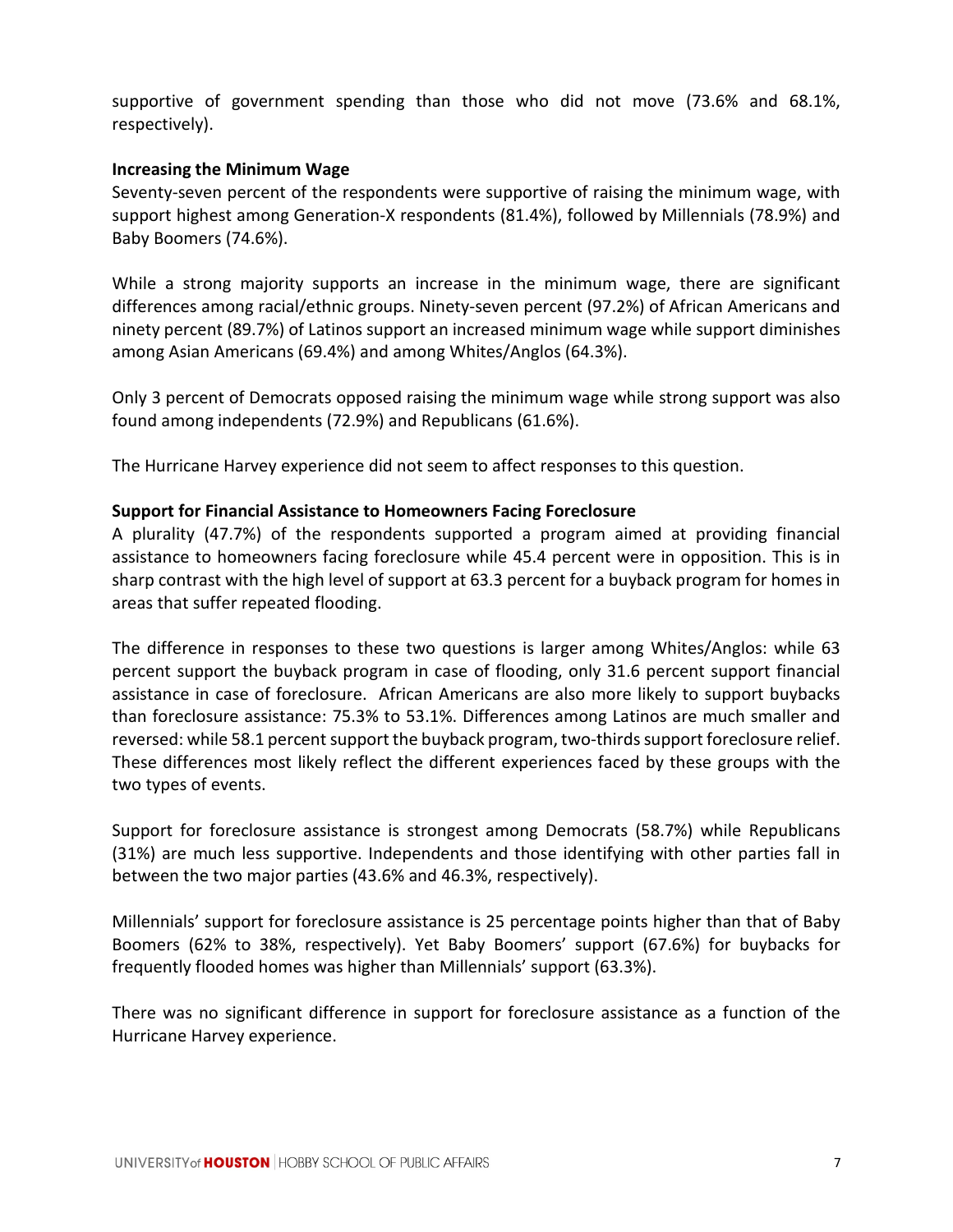supportive of government spending than those who did not move (73.6% and 68.1%, respectively).

**Increasing the Minimum Wage**

Seventy-seven percent of the respondents were supportive of raising the minimum wage, with support highest among Generation-X respondents (81.4%), followed by Millennials (78.9%) and Baby Boomers (74.6%).

While a strong majority supports an increase in the minimum wage, there are significant differences among racial/ethnic groups. Ninety-seven percent (97.2%) of African Americans and ninety percent (89.7%) of Latinos support an increased minimum wage while support diminishes among Asian Americans (69.4%) and among Whites/Anglos (64.3%).

Only 3 percent of Democrats opposed raising the minimum wage while strong support was also found among independents (72.9%) and Republicans (61.6%).

The Hurricane Harvey experience did not seem to affect responses to this question.

**Support for Financial Assistance to Homeowners Facing Foreclosure**

A plurality (47.7%) of the respondents supported a program aimed at providing financial assistance to homeowners facing foreclosure while 45.4 percent were in opposition. This is in sharp contrast with the high level of support at 63.3 percent for a buyback program for homes in areas that suffer repeated flooding.

The difference in responses to these two questions is larger among Whites/Anglos: while 63 percent support the buyback program in case of flooding, only 31.6 percent support financial assistance in case of foreclosure. African Americans are also more likely to support buybacks than foreclosure assistance: 75.3% to 53.1%. Differences among Latinos are much smaller and reversed: while 58.1 percent support the buyback program, two-thirds support foreclosure relief. These differences most likely reflect the different experiences faced by these groups with the two types of events.

Support for foreclosure assistance is strongest among Democrats (58.7%) while Republicans (31%) are much less supportive. Independents and those identifying with other parties fall in between the two major parties (43.6% and 46.3%, respectively).

Millennials' support for foreclosure assistance is 25 percentage points higher than that of Baby Boomers (62% to 38%, respectively). Yet Baby Boomers' support (67.6%) for buybacks for frequently flooded homes was higher than Millennials' support (63.3%).

There was no significant difference in support for foreclosure assistance as a function of the Hurricane Harvey experience.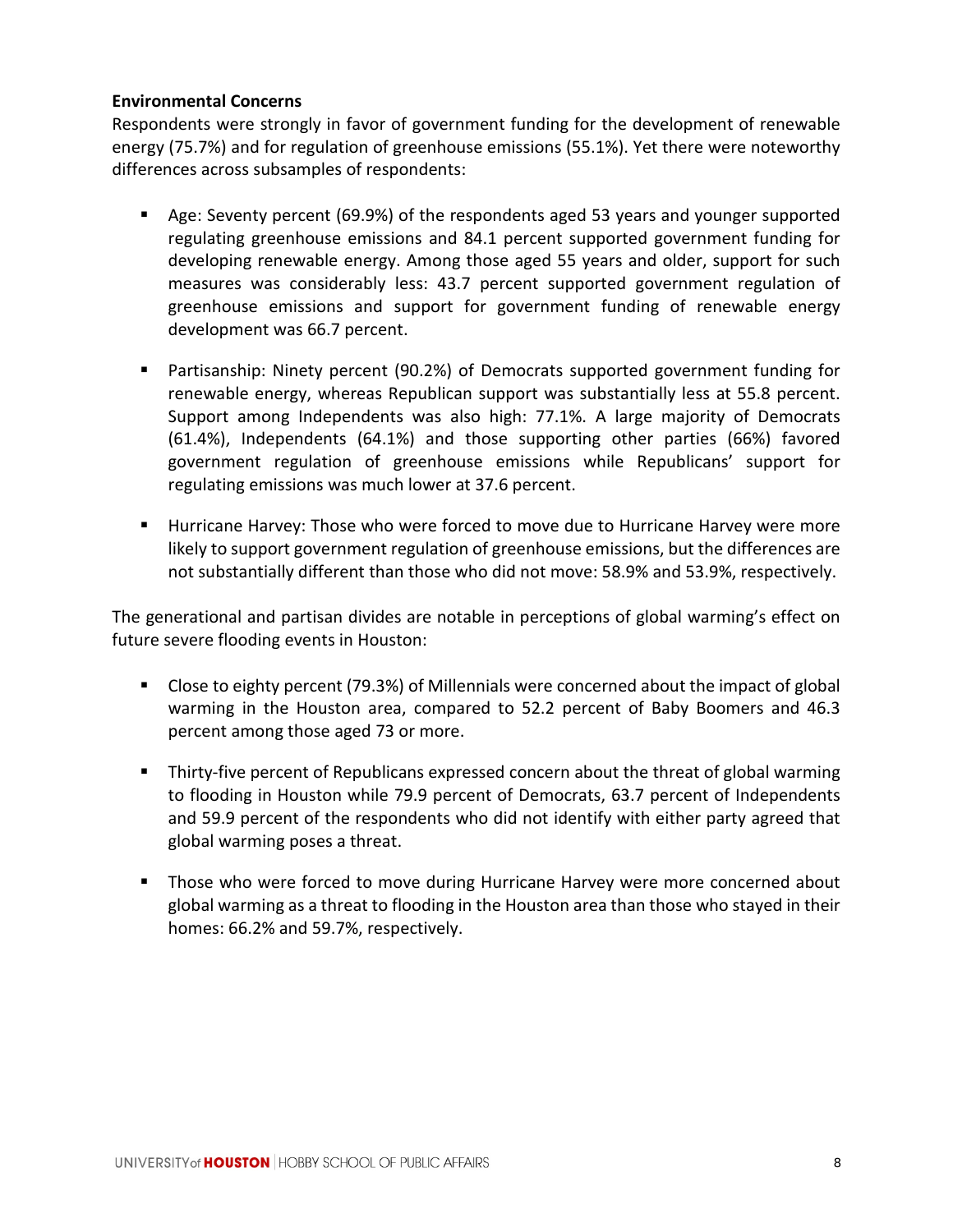**Environmental Concerns**

Respondents were strongly in favor of government funding for the development of renewable energy (75.7%) and for regulation of greenhouse emissions (55.1%). Yet there were noteworthy differences across subsamples of respondents:

- Age: Seventy percent (69.9%) of the respondents aged 53 years and younger supported regulating greenhouse emissions and 84.1 percent supported government funding for developing renewable energy. Among those aged 55 years and older, support for such measures was considerably less: 43.7 percent supported government regulation of greenhouse emissions and support for government funding of renewable energy development was 66.7 percent.

- Partisanship: Ninety percent (90.2%) of Democrats supported government funding for renewable energy, whereas Republican support was substantially less at 55.8 percent. Support among Independents was also high: 77.1%. A large majority of Democrats (61.4%), Independents (64.1%) and those supporting other parties (66%) favored government regulation of greenhouse emissions while Republicans' support for regulating emissions was much lower at 37.6 percent.

- Hurricane Harvey: Those who were forced to move due to Hurricane Harvey were more likely to support government regulation of greenhouse emissions, but the differences are not substantially different than those who did not move: 58.9% and 53.9%, respectively.

The generational and partisan divides are notable in perceptions of global warming's effect on future severe flooding events in Houston:

- Close to eighty percent (79.3%) of Millennials were concerned about the impact of global warming in the Houston area, compared to 52.2 percent of Baby Boomers and 46.3 percent among those aged 73 or more.

- Thirty-five percent of Republicans expressed concern about the threat of global warming to flooding in Houston while 79.9 percent of Democrats, 63.7 percent of Independents and 59.9 percent of the respondents who did not identify with either party agreed that global warming poses a threat.

- Those who were forced to move during Hurricane Harvey were more concerned about global warming as a threat to flooding in the Houston area than those who stayed in their homes: 66.2% and 59.7%, respectively.